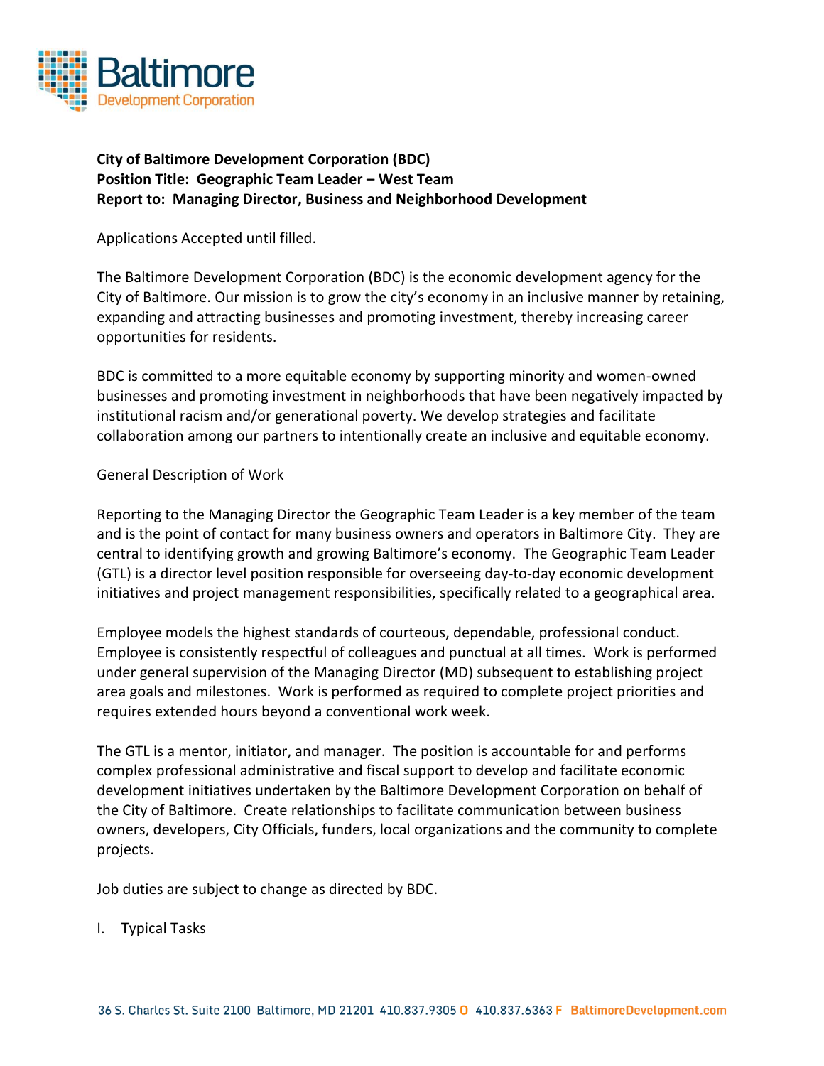**City of Baltimore Development Corporation (BDC)**
**Position Title: Geographic Team Leader – West Team**
**Report to: Managing Director, Business and Neighborhood Development**

Applications Accepted until filled.

The Baltimore Development Corporation (BDC) is the economic development agency for the City of Baltimore. Our mission is to grow the city's economy in an inclusive manner by retaining, expanding and attracting businesses and promoting investment, thereby increasing career opportunities for residents.

BDC is committed to a more equitable economy by supporting minority and women-owned businesses and promoting investment in neighborhoods that have been negatively impacted by institutional racism and/or generational poverty. We develop strategies and facilitate collaboration among our partners to intentionally create an inclusive and equitable economy.

General Description of Work

Reporting to the Managing Director the Geographic Team Leader is a key member of the team and is the point of contact for many business owners and operators in Baltimore City. They are central to identifying growth and growing Baltimore's economy. The Geographic Team Leader (GTL) is a director level position responsible for overseeing day-to-day economic development initiatives and project management responsibilities, specifically related to a geographical area.

Employee models the highest standards of courteous, dependable, professional conduct. Employee is consistently respectful of colleagues and punctual at all times. Work is performed under general supervision of the Managing Director (MD) subsequent to establishing project area goals and milestones. Work is performed as required to complete project priorities and requires extended hours beyond a conventional work week.

The GTL is a mentor, initiator, and manager. The position is accountable for and performs complex professional administrative and fiscal support to develop and facilitate economic development initiatives undertaken by the Baltimore Development Corporation on behalf of the City of Baltimore. Create relationships to facilitate communication between business owners, developers, City Officials, funders, local organizations and the community to complete projects.

Job duties are subject to change as directed by BDC.

I. Typical Tasks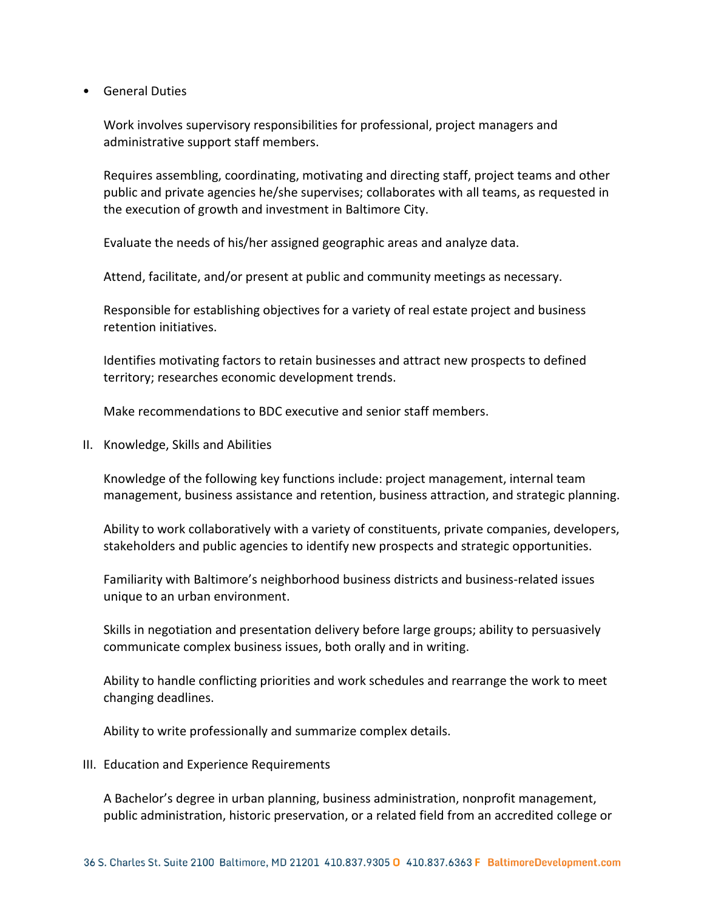- General Duties

  Work involves supervisory responsibilities for professional, project managers and administrative support staff members.

  Requires assembling, coordinating, motivating and directing staff, project teams and other public and private agencies he/she supervises; collaborates with all teams, as requested in the execution of growth and investment in Baltimore City.

  Evaluate the needs of his/her assigned geographic areas and analyze data.

  Attend, facilitate, and/or present at public and community meetings as necessary.

  Responsible for establishing objectives for a variety of real estate project and business retention initiatives.

  Identifies motivating factors to retain businesses and attract new prospects to defined territory; researches economic development trends.

  Make recommendations to BDC executive and senior staff members.

II. Knowledge, Skills and Abilities

  Knowledge of the following key functions include: project management, internal team management, business assistance and retention, business attraction, and strategic planning.

  Ability to work collaboratively with a variety of constituents, private companies, developers, stakeholders and public agencies to identify new prospects and strategic opportunities.

  Familiarity with Baltimore's neighborhood business districts and business-related issues unique to an urban environment.

  Skills in negotiation and presentation delivery before large groups; ability to persuasively communicate complex business issues, both orally and in writing.

  Ability to handle conflicting priorities and work schedules and rearrange the work to meet changing deadlines.

  Ability to write professionally and summarize complex details.

III. Education and Experience Requirements

  A Bachelor's degree in urban planning, business administration, nonprofit management, public administration, historic preservation, or a related field from an accredited college or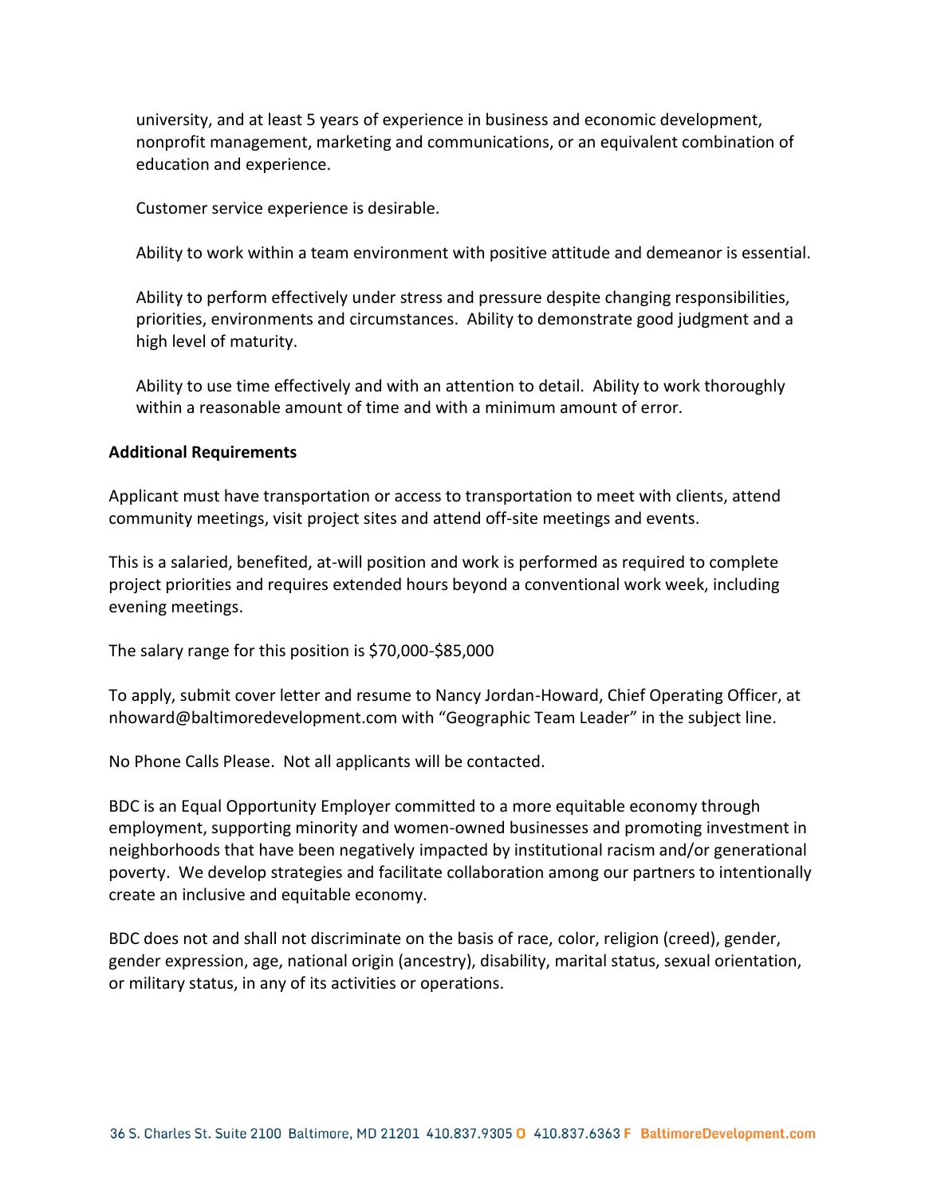university, and at least 5 years of experience in business and economic development, nonprofit management, marketing and communications, or an equivalent combination of education and experience.

Customer service experience is desirable.

Ability to work within a team environment with positive attitude and demeanor is essential.

Ability to perform effectively under stress and pressure despite changing responsibilities, priorities, environments and circumstances. Ability to demonstrate good judgment and a high level of maturity.

Ability to use time effectively and with an attention to detail. Ability to work thoroughly within a reasonable amount of time and with a minimum amount of error.

**Additional Requirements**

Applicant must have transportation or access to transportation to meet with clients, attend community meetings, visit project sites and attend off-site meetings and events.

This is a salaried, benefited, at-will position and work is performed as required to complete project priorities and requires extended hours beyond a conventional work week, including evening meetings.

The salary range for this position is $70,000-$85,000

To apply, submit cover letter and resume to Nancy Jordan-Howard, Chief Operating Officer, at nhoward@baltimoredevelopment.com with “Geographic Team Leader” in the subject line.

No Phone Calls Please. Not all applicants will be contacted.

BDC is an Equal Opportunity Employer committed to a more equitable economy through employment, supporting minority and women-owned businesses and promoting investment in neighborhoods that have been negatively impacted by institutional racism and/or generational poverty. We develop strategies and facilitate collaboration among our partners to intentionally create an inclusive and equitable economy.

BDC does not and shall not discriminate on the basis of race, color, religion (creed), gender, gender expression, age, national origin (ancestry), disability, marital status, sexual orientation, or military status, in any of its activities or operations.